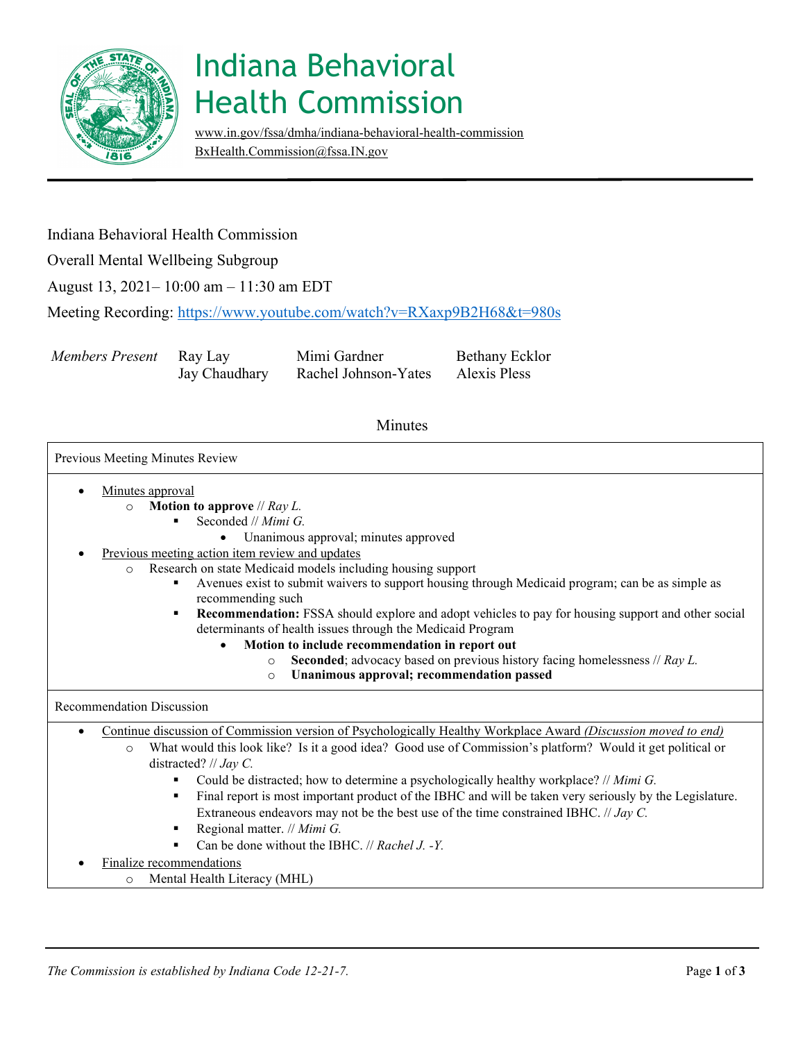# Indiana Behavioral Health Commission

www.in.gov/fssa/dmha/indiana-behavioral-health-commission
BxHealth.Commission@fssa.IN.gov

Indiana Behavioral Health Commission

Overall Mental Wellbeing Subgroup

August 13, 2021– 10:00 am – 11:30 am EDT

Meeting Recording: https://www.youtube.com/watch?v=RXaxp9B2H68&t=980s

| *Members Present* | Ray Lay | Mimi Gardner | Bethany Ecklor |
|---|---|---|---|
| | Jay Chaudhary | Rachel Johnson-Yates | Alexis Pless |

## Minutes

### Previous Meeting Minutes Review

- Minutes approval
  - **Motion to approve** // *Ray L.*
    - Seconded // *Mimi G.*
      - Unanimous approval; minutes approved
- Previous meeting action item review and updates
  - Research on state Medicaid models including housing support
    - Avenues exist to submit waivers to support housing through Medicaid program; can be as simple as recommending such
    - **Recommendation:** FSSA should explore and adopt vehicles to pay for housing support and other social determinants of health issues through the Medicaid Program
      - **Motion to include recommendation in report out**
        - **Seconded**; advocacy based on previous history facing homelessness // *Ray L.*
        - **Unanimous approval; recommendation passed**

### Recommendation Discussion

- Continue discussion of Commission version of Psychologically Healthy Workplace Award *(Discussion moved to end)*
  - What would this look like? Is it a good idea? Good use of Commission's platform? Would it get political or distracted? // *Jay C.*
    - Could be distracted; how to determine a psychologically healthy workplace? // *Mimi G.*
    - Final report is most important product of the IBHC and will be taken very seriously by the Legislature. Extraneous endeavors may not be the best use of the time constrained IBHC. // *Jay C.*
    - Regional matter. // *Mimi G.*
    - Can be done without the IBHC. // *Rachel J. -Y.*
- Finalize recommendations
  - Mental Health Literacy (MHL)

*The Commission is established by Indiana Code 12-21-7.*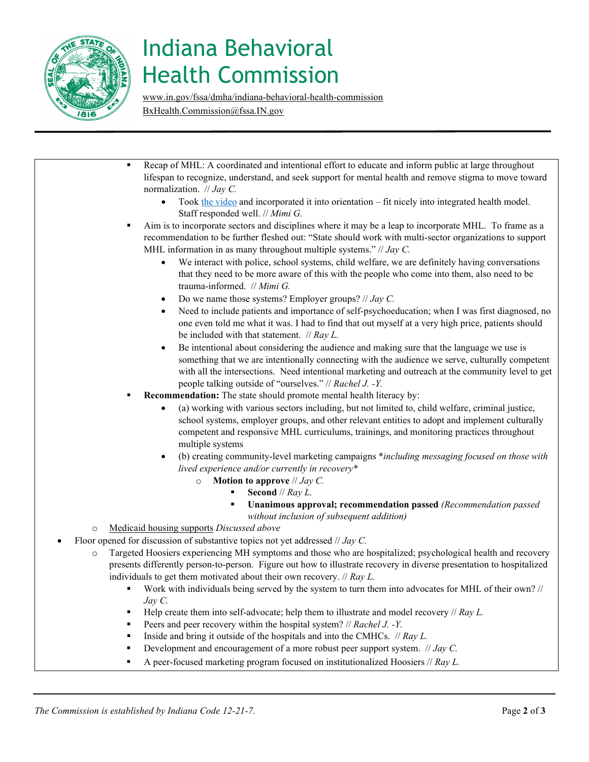# Indiana Behavioral Health Commission

www.in.gov/fssa/dmha/indiana-behavioral-health-commission
BxHealth.Commission@fssa.IN.gov

- Recap of MHL: A coordinated and intentional effort to educate and inform public at large throughout lifespan to recognize, understand, and seek support for mental health and remove stigma to move toward normalization. // *Jay C.*
    - Took the video and incorporated it into orientation – fit nicely into integrated health model. Staff responded well. // *Mimi G.*
- Aim is to incorporate sectors and disciplines where it may be a leap to incorporate MHL. To frame as a recommendation to be further fleshed out: "State should work with multi-sector organizations to support MHL information in as many throughout multiple systems." // *Jay C.*
    - We interact with police, school systems, child welfare, we are definitely having conversations that they need to be more aware of this with the people who come into them, also need to be trauma-informed. // *Mimi G.*
    - Do we name those systems? Employer groups? // *Jay C.*
    - Need to include patients and importance of self-psychoeducation; when I was first diagnosed, no one even told me what it was. I had to find that out myself at a very high price, patients should be included with that statement. // *Ray L.*
    - Be intentional about considering the audience and making sure that the language we use is something that we are intentionally connecting with the audience we serve, culturally competent with all the intersections. Need intentional marketing and outreach at the community level to get people talking outside of "ourselves." // *Rachel J. -Y.*
- **Recommendation:** The state should promote mental health literacy by:
    - (a) working with various sectors including, but not limited to, child welfare, criminal justice, school systems, employer groups, and other relevant entities to adopt and implement culturally competent and responsive MHL curriculums, trainings, and monitoring practices throughout multiple systems
    - (b) creating community-level marketing campaigns *\*including messaging focused on those with lived experience and/or currently in recovery\**
        - **Motion to approve** // *Jay C.*
            - **Second** // *Ray L.*
            - **Unanimous approval; recommendation passed** *(Recommendation passed without inclusion of subsequent addition)*

- Medicaid housing supports *Discussed above*

- Floor opened for discussion of substantive topics not yet addressed // *Jay C.*
    - Targeted Hoosiers experiencing MH symptoms and those who are hospitalized; psychological health and recovery presents differently person-to-person. Figure out how to illustrate recovery in diverse presentation to hospitalized individuals to get them motivated about their own recovery. // *Ray L.*
        - Work with individuals being served by the system to turn them into advocates for MHL of their own? // *Jay C.*
        - Help create them into self-advocate; help them to illustrate and model recovery // *Ray L.*
        - Peers and peer recovery within the hospital system? // *Rachel J. -Y.*
        - Inside and bring it outside of the hospitals and into the CMHCs. // *Ray L.*
        - Development and encouragement of a more robust peer support system. // *Jay C.*
        - A peer-focused marketing program focused on institutionalized Hoosiers // *Ray L.*

*The Commission is established by Indiana Code 12-21-7.*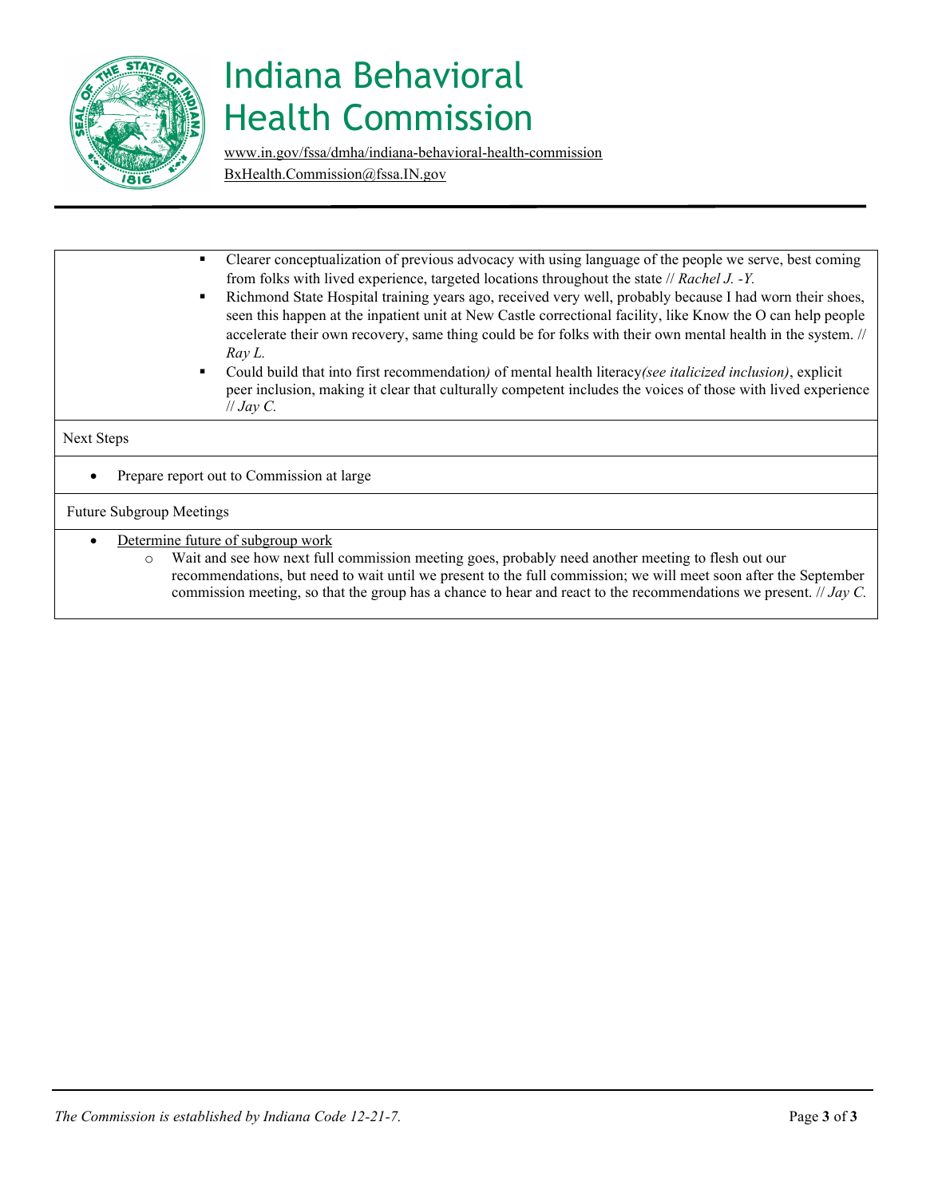- Clearer conceptualization of previous advocacy with using language of the people we serve, best coming from folks with lived experience, targeted locations throughout the state // *Rachel J. -Y.*
- Richmond State Hospital training years ago, received very well, probably because I had worn their shoes, seen this happen at the inpatient unit at New Castle correctional facility, like Know the O can help people accelerate their own recovery, same thing could be for folks with their own mental health in the system. // *Ray L.*
- Could build that into first recommendation*)* of mental health literacy*(see italicized inclusion)*, explicit peer inclusion, making it clear that culturally competent includes the voices of those with lived experience // *Jay C.*

Next Steps

- Prepare report out to Commission at large

Future Subgroup Meetings

- Determine future of subgroup work
  - Wait and see how next full commission meeting goes, probably need another meeting to flesh out our recommendations, but need to wait until we present to the full commission; we will meet soon after the September commission meeting, so that the group has a chance to hear and react to the recommendations we present. // *Jay C.*